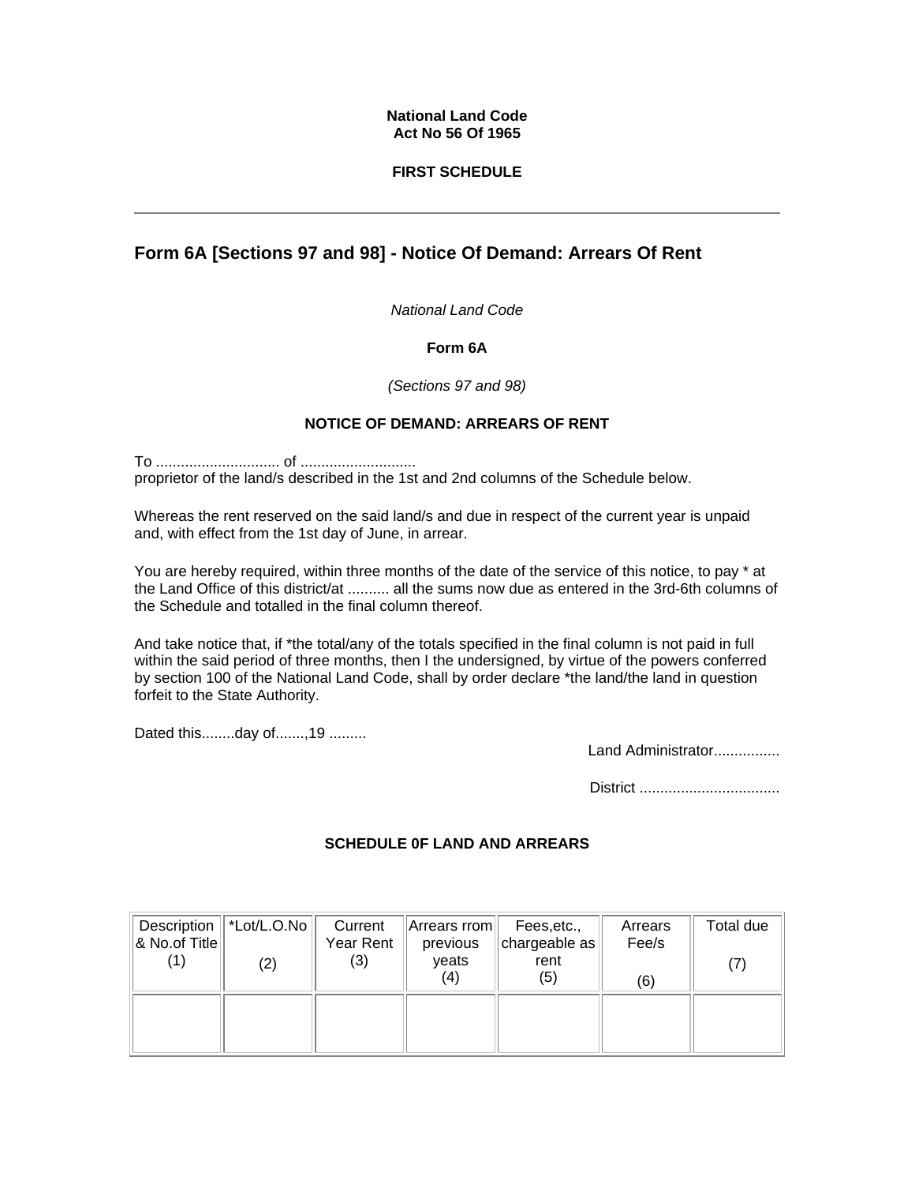**National Land Code**
**Act No 56 Of 1965**

**FIRST SCHEDULE**

---

## Form 6A [Sections 97 and 98] - Notice Of Demand: Arrears Of Rent

*National Land Code*

**Form 6A**

*(Sections 97 and 98)*

**NOTICE OF DEMAND: ARREARS OF RENT**

To .............................. of ............................
proprietor of the land/s described in the 1st and 2nd columns of the Schedule below.

Whereas the rent reserved on the said land/s and due in respect of the current year is unpaid and, with effect from the 1st day of June, in arrear.

You are hereby required, within three months of the date of the service of this notice, to pay * at the Land Office of this district/at .......... all the sums now due as entered in the 3rd-6th columns of the Schedule and totalled in the final column thereof.

And take notice that, if *the total/any of the totals specified in the final column is not paid in full within the said period of three months, then I the undersigned, by virtue of the powers conferred by section 100 of the National Land Code, shall by order declare *the land/the land in question forfeit to the State Authority.

Dated this........day of.......,19 .........

Land Administrator................

District ..................................

**SCHEDULE 0F LAND AND ARREARS**

| Description & No.of Title (1) | *Lot/L.O.No (2) | Current Year Rent (3) | Arrears rrom previous yeats (4) | Fees,etc., chargeable as rent (5) | Arrears Fee/s (6) | Total due (7) |
|---|---|---|---|---|---|---|
| | | | | | | |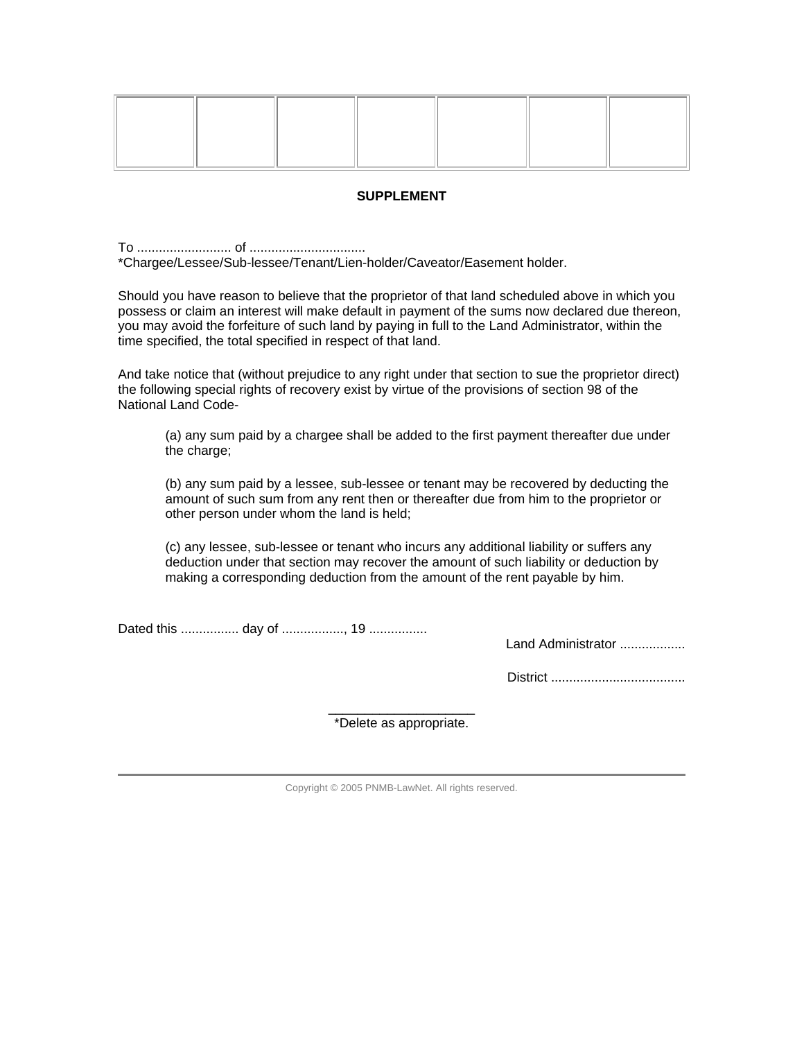| | | | | | | |
|---|---|---|---|---|---|---|
| | | | | | | |

**SUPPLEMENT**

To .......................... of ................................
*Chargee/Lessee/Sub-lessee/Tenant/Lien-holder/Caveator/Easement holder.

Should you have reason to believe that the proprietor of that land scheduled above in which you possess or claim an interest will make default in payment of the sums now declared due thereon, you may avoid the forfeiture of such land by paying in full to the Land Administrator, within the time specified, the total specified in respect of that land.

And take notice that (without prejudice to any right under that section to sue the proprietor direct) the following special rights of recovery exist by virtue of the provisions of section 98 of the National Land Code-

> (a) any sum paid by a chargee shall be added to the first payment thereafter due under the charge;
>
> (b) any sum paid by a lessee, sub-lessee or tenant may be recovered by deducting the amount of such sum from any rent then or thereafter due from him to the proprietor or other person under whom the land is held;
>
> (c) any lessee, sub-lessee or tenant who incurs any additional liability or suffers any deduction under that section may recover the amount of such liability or deduction by making a corresponding deduction from the amount of the rent payable by him.

Dated this ................ day of ................., 19 ................

Land Administrator ..................

District .....................................

*Delete as appropriate.

Copyright © 2005 PNMB-LawNet. All rights reserved.